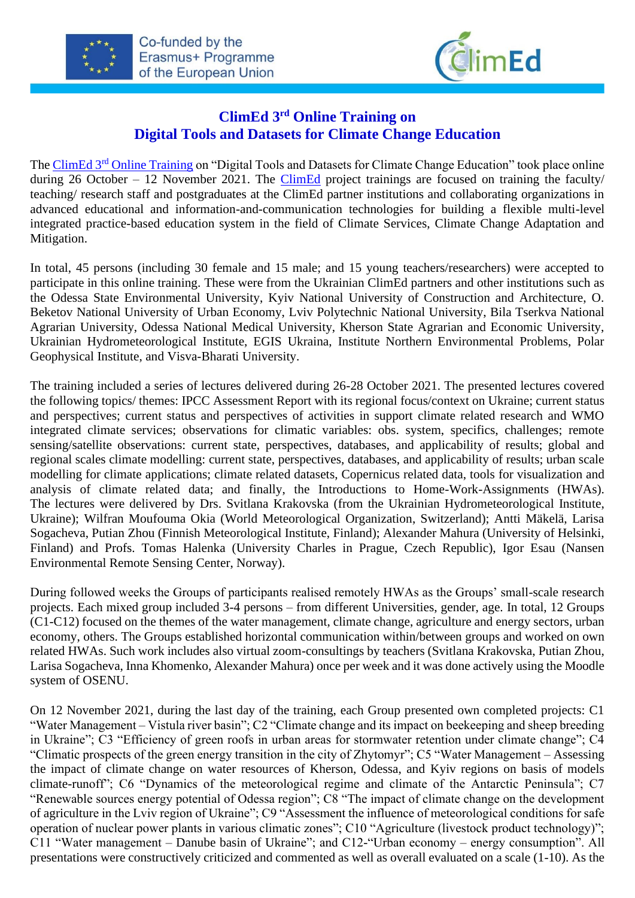# ClimEd 3rd Online Training on Digital Tools and Datasets for Climate Change Education

The ClimEd 3rd Online Training on "Digital Tools and Datasets for Climate Change Education" took place online during 26 October – 12 November 2021. The ClimEd project trainings are focused on training the faculty/ teaching/ research staff and postgraduates at the ClimEd partner institutions and collaborating organizations in advanced educational and information-and-communication technologies for building a flexible multi-level integrated practice-based education system in the field of Climate Services, Climate Change Adaptation and Mitigation.

In total, 45 persons (including 30 female and 15 male; and 15 young teachers/researchers) were accepted to participate in this online training. These were from the Ukrainian ClimEd partners and other institutions such as the Odessa State Environmental University, Kyiv National University of Construction and Architecture, O. Beketov National University of Urban Economy, Lviv Polytechnic National University, Bila Tserkva National Agrarian University, Odessa National Medical University, Kherson State Agrarian and Economic University, Ukrainian Hydrometeorological Institute, EGIS Ukraina, Institute Northern Environmental Problems, Polar Geophysical Institute, and Visva-Bharati University.

The training included a series of lectures delivered during 26-28 October 2021. The presented lectures covered the following topics/ themes: IPCC Assessment Report with its regional focus/context on Ukraine; current status and perspectives; current status and perspectives of activities in support climate related research and WMO integrated climate services; observations for climatic variables: obs. system, specifics, challenges; remote sensing/satellite observations: current state, perspectives, databases, and applicability of results; global and regional scales climate modelling: current state, perspectives, databases, and applicability of results; urban scale modelling for climate applications; climate related datasets, Copernicus related data, tools for visualization and analysis of climate related data; and finally, the Introductions to Home-Work-Assignments (HWAs). The lectures were delivered by Drs. Svitlana Krakovska (from the Ukrainian Hydrometeorological Institute, Ukraine); Wilfran Moufouma Okia (World Meteorological Organization, Switzerland); Antti Mäkelä, Larisa Sogacheva, Putian Zhou (Finnish Meteorological Institute, Finland); Alexander Mahura (University of Helsinki, Finland) and Profs. Tomas Halenka (University Charles in Prague, Czech Republic), Igor Esau (Nansen Environmental Remote Sensing Center, Norway).

During followed weeks the Groups of participants realised remotely HWAs as the Groups' small-scale research projects. Each mixed group included 3-4 persons – from different Universities, gender, age. In total, 12 Groups (C1-C12) focused on the themes of the water management, climate change, agriculture and energy sectors, urban economy, others. The Groups established horizontal communication within/between groups and worked on own related HWAs. Such work includes also virtual zoom-consultings by teachers (Svitlana Krakovska, Putian Zhou, Larisa Sogacheva, Inna Khomenko, Alexander Mahura) once per week and it was done actively using the Moodle system of OSENU.

On 12 November 2021, during the last day of the training, each Group presented own completed projects: C1 "Water Management – Vistula river basin"; C2 "Climate change and its impact on beekeeping and sheep breeding in Ukraine"; C3 "Efficiency of green roofs in urban areas for stormwater retention under climate change"; C4 "Climatic prospects of the green energy transition in the city of Zhytomyr"; C5 "Water Management – Assessing the impact of climate change on water resources of Kherson, Odessa, and Kyiv regions on basis of models climate-runoff"; C6 "Dynamics of the meteorological regime and climate of the Antarctic Peninsula"; C7 "Renewable sources energy potential of Odessa region"; C8 "The impact of climate change on the development of agriculture in the Lviv region of Ukraine"; C9 "Assessment the influence of meteorological conditions for safe operation of nuclear power plants in various climatic zones"; C10 "Agriculture (livestock product technology)"; C11 "Water management – Danube basin of Ukraine"; and C12-"Urban economy – energy consumption". All presentations were constructively criticized and commented as well as overall evaluated on a scale (1-10). As the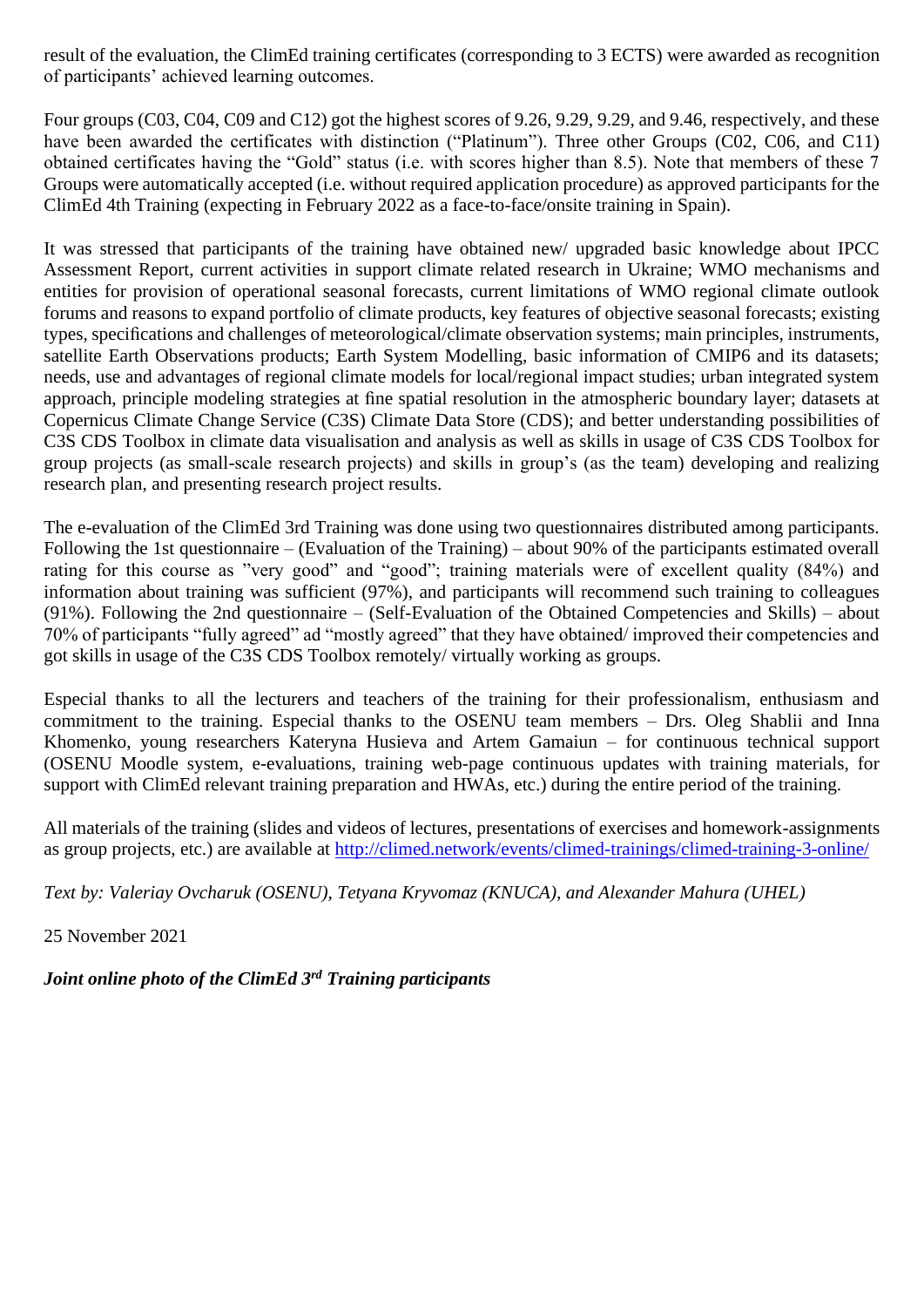result of the evaluation, the ClimEd training certificates (corresponding to 3 ECTS) were awarded as recognition of participants' achieved learning outcomes.

Four groups (C03, C04, C09 and C12) got the highest scores of 9.26, 9.29, 9.29, and 9.46, respectively, and these have been awarded the certificates with distinction ("Platinum"). Three other Groups (C02, C06, and C11) obtained certificates having the "Gold" status (i.e. with scores higher than 8.5). Note that members of these 7 Groups were automatically accepted (i.e. without required application procedure) as approved participants for the ClimEd 4th Training (expecting in February 2022 as a face-to-face/onsite training in Spain).

It was stressed that participants of the training have obtained new/ upgraded basic knowledge about IPCC Assessment Report, current activities in support climate related research in Ukraine; WMO mechanisms and entities for provision of operational seasonal forecasts, current limitations of WMO regional climate outlook forums and reasons to expand portfolio of climate products, key features of objective seasonal forecasts; existing types, specifications and challenges of meteorological/climate observation systems; main principles, instruments, satellite Earth Observations products; Earth System Modelling, basic information of CMIP6 and its datasets; needs, use and advantages of regional climate models for local/regional impact studies; urban integrated system approach, principle modeling strategies at fine spatial resolution in the atmospheric boundary layer; datasets at Copernicus Climate Change Service (C3S) Climate Data Store (CDS); and better understanding possibilities of C3S CDS Toolbox in climate data visualisation and analysis as well as skills in usage of C3S CDS Toolbox for group projects (as small-scale research projects) and skills in group's (as the team) developing and realizing research plan, and presenting research project results.

The e-evaluation of the ClimEd 3rd Training was done using two questionnaires distributed among participants. Following the 1st questionnaire – (Evaluation of the Training) – about 90% of the participants estimated overall rating for this course as "very good" and "good"; training materials were of excellent quality (84%) and information about training was sufficient (97%), and participants will recommend such training to colleagues (91%). Following the 2nd questionnaire – (Self-Evaluation of the Obtained Competencies and Skills) – about 70% of participants "fully agreed" ad "mostly agreed" that they have obtained/ improved their competencies and got skills in usage of the C3S CDS Toolbox remotely/ virtually working as groups.

Especial thanks to all the lecturers and teachers of the training for their professionalism, enthusiasm and commitment to the training. Especial thanks to the OSENU team members – Drs. Oleg Shablii and Inna Khomenko, young researchers Kateryna Husieva and Artem Gamaiun – for continuous technical support (OSENU Moodle system, e-evaluations, training web-page continuous updates with training materials, for support with ClimEd relevant training preparation and HWAs, etc.) during the entire period of the training.

All materials of the training (slides and videos of lectures, presentations of exercises and homework-assignments as group projects, etc.) are available at http://climed.network/events/climed-trainings/climed-training-3-online/

*Text by: Valeriay Ovcharuk (OSENU), Tetyana Kryvomaz (KNUCA), and Alexander Mahura (UHEL)*

25 November 2021

***Joint online photo of the ClimEd 3rd Training participants***